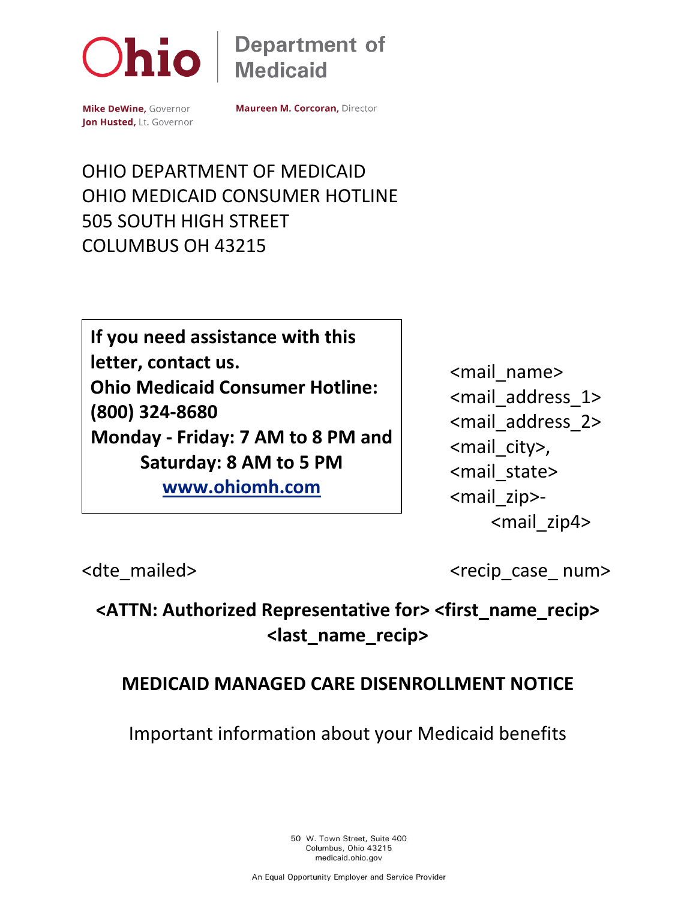Ohio | Department of Medicaid

**Mike DeWine,** Governor
**Jon Husted,** Lt. Governor

**Maureen M. Corcoran,** Director

OHIO DEPARTMENT OF MEDICAID
OHIO MEDICAID CONSUMER HOTLINE
505 SOUTH HIGH STREET
COLUMBUS OH 43215

**If you need assistance with this letter, contact us.**
**Ohio Medicaid Consumer Hotline: (800) 324-8680**
**Monday - Friday: 7 AM to 8 PM and Saturday: 8 AM to 5 PM**
**www.ohiomh.com**

<mail_name>
<mail_address_1>
<mail_address_2>
<mail_city>,
<mail_state>
<mail_zip>-
<mail_zip4>

<dte_mailed>

<recip_case_ num>

**<ATTN: Authorized Representative for> <first_name_recip> <last_name_recip>**

## MEDICAID MANAGED CARE DISENROLLMENT NOTICE

Important information about your Medicaid benefits

50 W. Town Street, Suite 400
Columbus, Ohio 43215
medicaid.ohio.gov

An Equal Opportunity Employer and Service Provider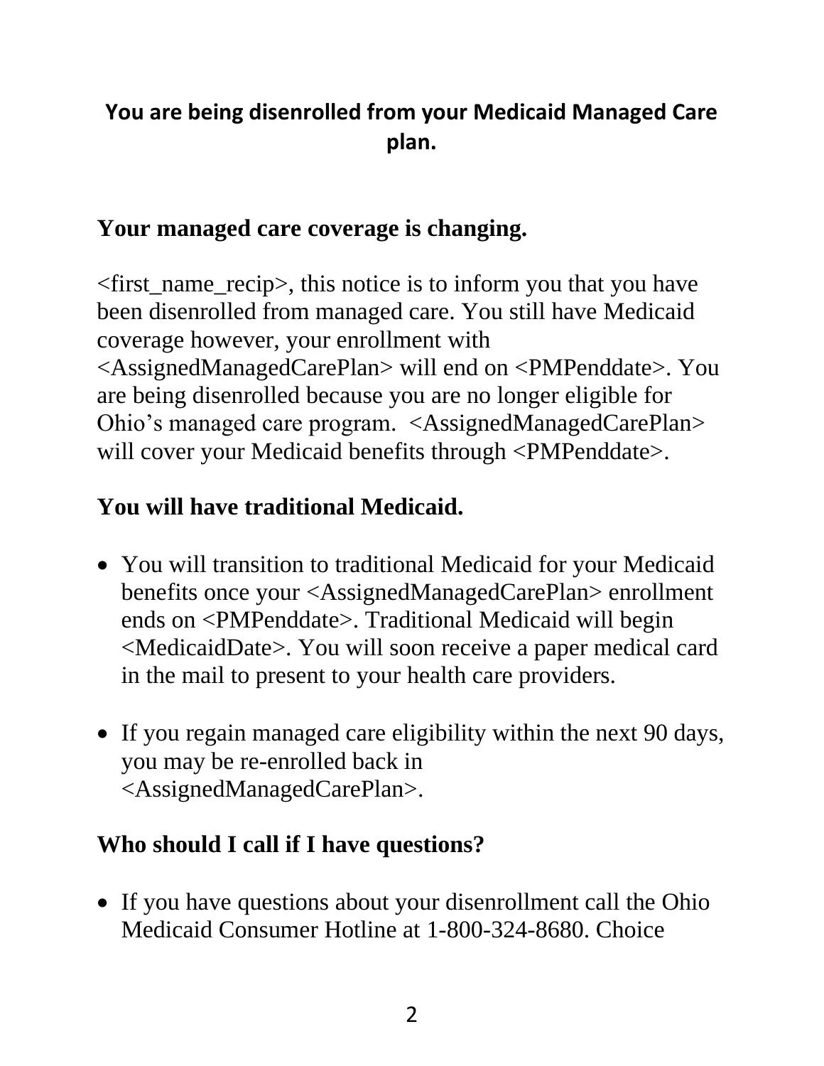## You are being disenrolled from your Medicaid Managed Care plan.

### Your managed care coverage is changing.

<first_name_recip>, this notice is to inform you that you have been disenrolled from managed care. You still have Medicaid coverage however, your enrollment with <AssignedManagedCarePlan> will end on <PMPenddate>. You are being disenrolled because you are no longer eligible for Ohio's managed care program. <AssignedManagedCarePlan> will cover your Medicaid benefits through <PMPenddate>.

### You will have traditional Medicaid.

- You will transition to traditional Medicaid for your Medicaid benefits once your <AssignedManagedCarePlan> enrollment ends on <PMPenddate>. Traditional Medicaid will begin <MedicaidDate>. You will soon receive a paper medical card in the mail to present to your health care providers.

- If you regain managed care eligibility within the next 90 days, you may be re-enrolled back in <AssignedManagedCarePlan>.

### Who should I call if I have questions?

- If you have questions about your disenrollment call the Ohio Medicaid Consumer Hotline at 1-800-324-8680. Choice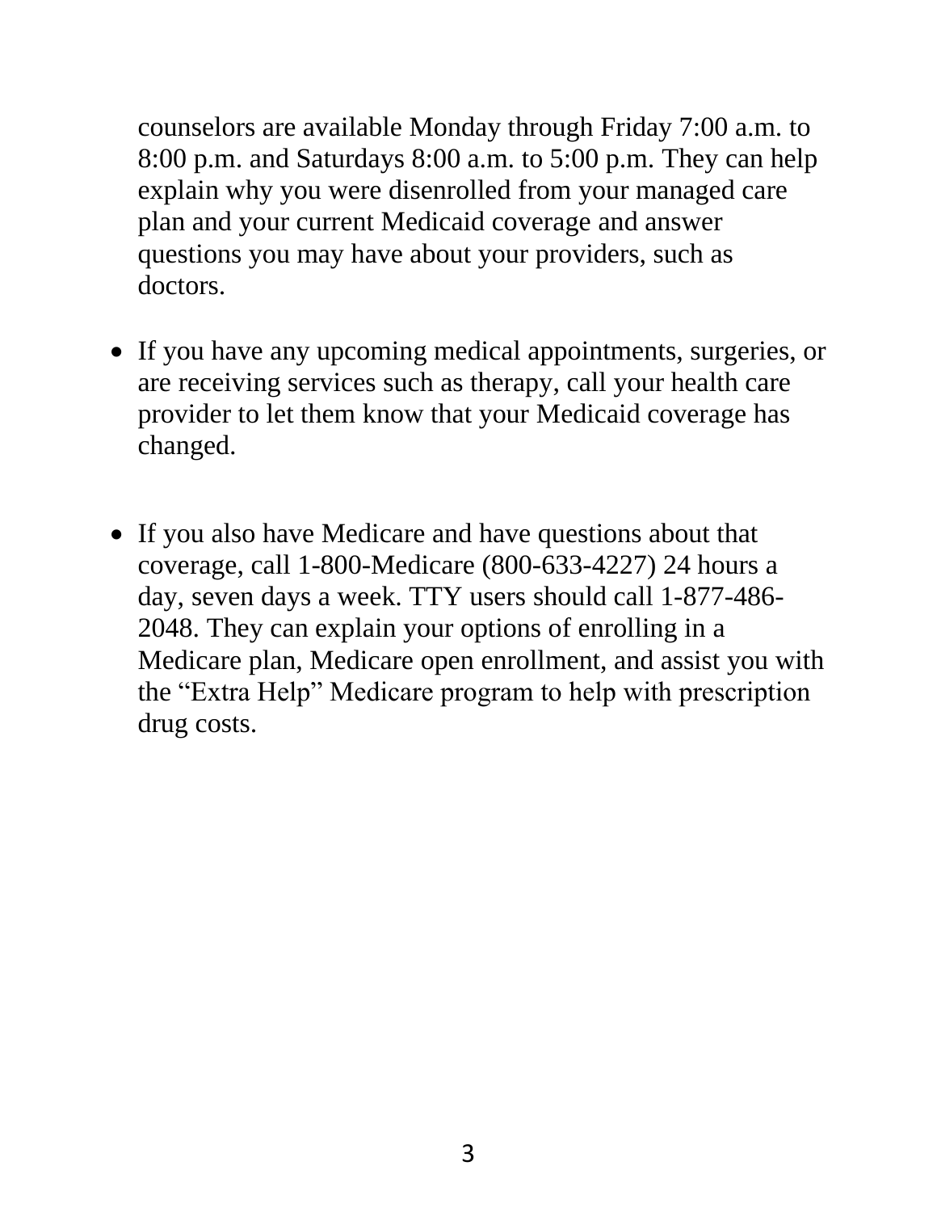counselors are available Monday through Friday 7:00 a.m. to 8:00 p.m. and Saturdays 8:00 a.m. to 5:00 p.m. They can help explain why you were disenrolled from your managed care plan and your current Medicaid coverage and answer questions you may have about your providers, such as doctors.

- If you have any upcoming medical appointments, surgeries, or are receiving services such as therapy, call your health care provider to let them know that your Medicaid coverage has changed.

- If you also have Medicare and have questions about that coverage, call 1-800-Medicare (800-633-4227) 24 hours a day, seven days a week. TTY users should call 1-877-486-2048. They can explain your options of enrolling in a Medicare plan, Medicare open enrollment, and assist you with the "Extra Help" Medicare program to help with prescription drug costs.